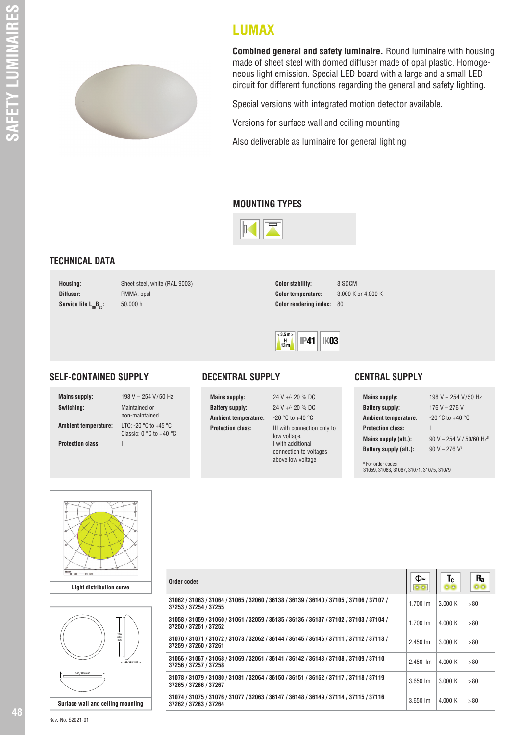# LUMAX

**Combined general and safety luminaire.** Round luminaire with housing made of sheet steel with domed diffuser made of opal plastic. Homogeneous light emission. Special LED board with a large and a small LED circuit for different functions regarding the general and safety lighting.

Special versions with integrated motion detector available.

Versions for surface wall and ceiling mounting

Also deliverable as luminaire for general lighting

## MOUNTING TYPES

## TECHNICAL DATA

| | |
|---|---|
| **Housing:** | Sheet steel, white (RAL 9003) |
| **Diffusor:** | PMMA, opal |
| **Service life $L_{80}B_{20}$:** | 50.000 h |
| **Color stability:** | 3 SDCM |
| **Color temperature:** | 3.000 K or 4.000 K |
| **Color rendering index:** | 80 |

< 3,5 m > H 13 m · IP41 · IK03

## SELF-CONTAINED SUPPLY

| | |
|---|---|
| **Mains supply:** | 198 V – 254 V/50 Hz |
| **Switching:** | Maintained or non-maintained |
| **Ambient temperature:** | LTO: -20 °C to +45 °C<br>Classic: 0 °C to +40 °C |
| **Protection class:** | I |

## DECENTRAL SUPPLY

| | |
|---|---|
| **Mains supply:** | 24 V +/- 20 % DC |
| **Battery supply:** | 24 V +/- 20 % DC |
| **Ambient temperature:** | -20 °C to +40 °C |
| **Protection class:** | III with connection only to low voltage,<br>I with additional connection to voltages above low voltage |

## CENTRAL SUPPLY

| | |
|---|---|
| **Mains supply:** | 198 V – 254 V/50 Hz |
| **Battery supply:** | 176 V – 276 V |
| **Ambient temperature:** | -20 °C to +40 °C |
| **Protection class:** | I |
| **Mains supply (alt.):** | 90 V – 254 V / 50/60 Hz[8] |
| **Battery supply (alt.):** | 90 V – 276 V[8] |

[8] For order codes 31059, 31063, 31067, 31071, 31075, 31079

Light distribution curve

Surface wall and ceiling mounting

| Order codes | Φ~ | Tc | Ra |
|---|---|---|---|
| 31062 / 31063 / 31064 / 31065 / 32060 / 36138 / 36139 / 36140 / 37105 / 37106 / 37107 / 37253 / 37254 / 37255 | 1.700 lm | 3.000 K | > 80 |
| 31058 / 31059 / 31060 / 31061 / 32059 / 36135 / 36136 / 36137 / 37102 / 37103 / 37104 / 37250 / 37251 / 37252 | 1.700 lm | 4.000 K | > 80 |
| 31070 / 31071 / 31072 / 31073 / 32062 / 36144 / 36145 / 36146 / 37111 / 37112 / 37113 / 37259 / 37260 / 37261 | 2.450 lm | 3.000 K | > 80 |
| 31066 / 31067 / 31068 / 31069 / 32061 / 36141 / 36142 / 36143 / 37108 / 37109 / 37110 37256 / 37257 / 37258 | 2.450 lm | 4.000 K | > 80 |
| 31078 / 31079 / 31080 / 31081 / 32064 / 36150 / 36151 / 36152 / 37117 / 37118 / 37119 37265 / 37266 / 37267 | 3.650 lm | 3.000 K | > 80 |
| 31074 / 31075 / 31076 / 31077 / 32063 / 36147 / 36148 / 36149 / 37114 / 37115 / 37116 37262 / 37263 / 37264 | 3.650 lm | 4.000 K | > 80 |

Rev.-No. S2021-01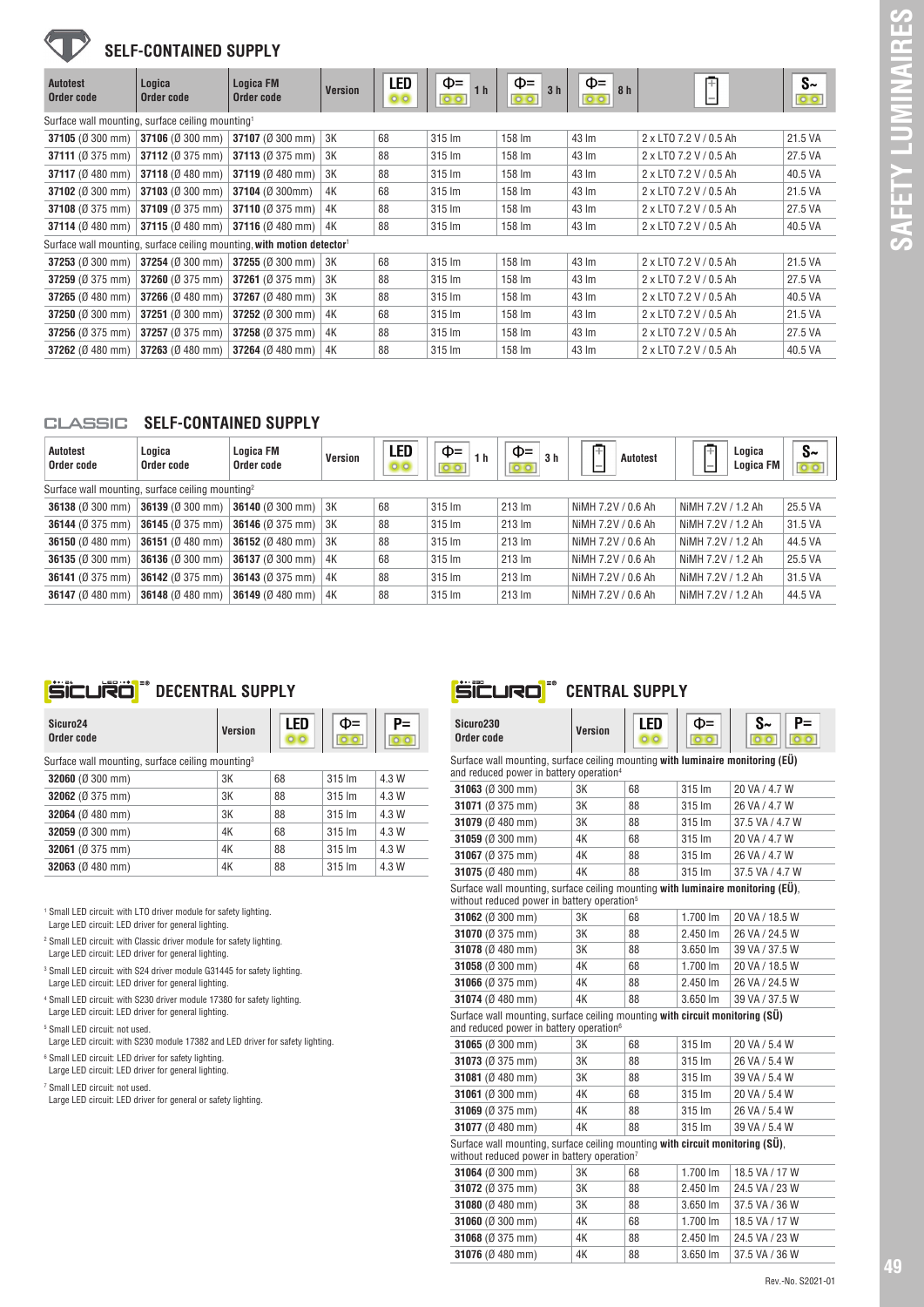## SELF-CONTAINED SUPPLY

| Autotest Order code | Logica Order code | Logica FM Order code | Version | LED | Φ= 1 h | Φ= 3 h | Φ= 8 h | Battery | S~ |
|---|---|---|---|---|---|---|---|---|---|
| Surface wall mounting, surface ceiling mounting[1] | | | | | | | | | |
| **37105** (Ø 300 mm) | **37106** (Ø 300 mm) | **37107** (Ø 300 mm) | 3K | 68 | 315 lm | 158 lm | 43 lm | 2 x LTO 7.2 V / 0.5 Ah | 21.5 VA |
| **37111** (Ø 375 mm) | **37112** (Ø 375 mm) | **37113** (Ø 375 mm) | 3K | 88 | 315 lm | 158 lm | 43 lm | 2 x LTO 7.2 V / 0.5 Ah | 27.5 VA |
| **37117** (Ø 480 mm) | **37118** (Ø 480 mm) | **37119** (Ø 480 mm) | 3K | 88 | 315 lm | 158 lm | 43 lm | 2 x LTO 7.2 V / 0.5 Ah | 40.5 VA |
| **37102** (Ø 300 mm) | **37103** (Ø 300 mm) | **37104** (Ø 300mm) | 4K | 68 | 315 lm | 158 lm | 43 lm | 2 x LTO 7.2 V / 0.5 Ah | 21.5 VA |
| **37108** (Ø 375 mm) | **37109** (Ø 375 mm) | **37110** (Ø 375 mm) | 4K | 88 | 315 lm | 158 lm | 43 lm | 2 x LTO 7.2 V / 0.5 Ah | 27.5 VA |
| **37114** (Ø 480 mm) | **37115** (Ø 480 mm) | **37116** (Ø 480 mm) | 4K | 88 | 315 lm | 158 lm | 43 lm | 2 x LTO 7.2 V / 0.5 Ah | 40.5 VA |
| Surface wall mounting, surface ceiling mounting, **with motion detector**[1] | | | | | | | | | |
| **37253** (Ø 300 mm) | **37254** (Ø 300 mm) | **37255** (Ø 300 mm) | 3K | 68 | 315 lm | 158 lm | 43 lm | 2 x LTO 7.2 V / 0.5 Ah | 21.5 VA |
| **37259** (Ø 375 mm) | **37260** (Ø 375 mm) | **37261** (Ø 375 mm) | 3K | 88 | 315 lm | 158 lm | 43 lm | 2 x LTO 7.2 V / 0.5 Ah | 27.5 VA |
| **37265** (Ø 480 mm) | **37266** (Ø 480 mm) | **37267** (Ø 480 mm) | 3K | 88 | 315 lm | 158 lm | 43 lm | 2 x LTO 7.2 V / 0.5 Ah | 40.5 VA |
| **37250** (Ø 300 mm) | **37251** (Ø 300 mm) | **37252** (Ø 300 mm) | 4K | 68 | 315 lm | 158 lm | 43 lm | 2 x LTO 7.2 V / 0.5 Ah | 21.5 VA |
| **37256** (Ø 375 mm) | **37257** (Ø 375 mm) | **37258** (Ø 375 mm) | 4K | 88 | 315 lm | 158 lm | 43 lm | 2 x LTO 7.2 V / 0.5 Ah | 27.5 VA |
| **37262** (Ø 480 mm) | **37263** (Ø 480 mm) | **37264** (Ø 480 mm) | 4K | 88 | 315 lm | 158 lm | 43 lm | 2 x LTO 7.2 V / 0.5 Ah | 40.5 VA |

## CLASSIC SELF-CONTAINED SUPPLY

| Autotest Order code | Logica Order code | Logica FM Order code | Version | LED | Φ= 1 h | Φ= 3 h | Battery Autotest | Battery Logica Logica FM | S~ |
|---|---|---|---|---|---|---|---|---|---|
| Surface wall mounting, surface ceiling mounting[2] | | | | | | | | | |
| **36138** (Ø 300 mm) | **36139** (Ø 300 mm) | **36140** (Ø 300 mm) | 3K | 68 | 315 lm | 213 lm | NiMH 7.2V / 0.6 Ah | NiMH 7.2V / 1.2 Ah | 25.5 VA |
| **36144** (Ø 375 mm) | **36145** (Ø 375 mm) | **36146** (Ø 375 mm) | 3K | 88 | 315 lm | 213 lm | NiMH 7.2V / 0.6 Ah | NiMH 7.2V / 1.2 Ah | 31.5 VA |
| **36150** (Ø 480 mm) | **36151** (Ø 480 mm) | **36152** (Ø 480 mm) | 3K | 88 | 315 lm | 213 lm | NiMH 7.2V / 0.6 Ah | NiMH 7.2V / 1.2 Ah | 44.5 VA |
| **36135** (Ø 300 mm) | **36136** (Ø 300 mm) | **36137** (Ø 300 mm) | 4K | 68 | 315 lm | 213 lm | NiMH 7.2V / 0.6 Ah | NiMH 7.2V / 1.2 Ah | 25.5 VA |
| **36141** (Ø 375 mm) | **36142** (Ø 375 mm) | **36143** (Ø 375 mm) | 4K | 88 | 315 lm | 213 lm | NiMH 7.2V / 0.6 Ah | NiMH 7.2V / 1.2 Ah | 31.5 VA |
| **36147** (Ø 480 mm) | **36148** (Ø 480 mm) | **36149** (Ø 480 mm) | 4K | 88 | 315 lm | 213 lm | NiMH 7.2V / 0.6 Ah | NiMH 7.2V / 1.2 Ah | 44.5 VA |

## SICURO DECENTRAL SUPPLY

| Sicuro24 Order code | Version | LED | Φ= | P= |
|---|---|---|---|---|
| Surface wall mounting, surface ceiling mounting[3] | | | | |
| **32060** (Ø 300 mm) | 3K | 68 | 315 lm | 4.3 W |
| **32062** (Ø 375 mm) | 3K | 88 | 315 lm | 4.3 W |
| **32064** (Ø 480 mm) | 3K | 88 | 315 lm | 4.3 W |
| **32059** (Ø 300 mm) | 4K | 68 | 315 lm | 4.3 W |
| **32061** (Ø 375 mm) | 4K | 88 | 315 lm | 4.3 W |
| **32063** (Ø 480 mm) | 4K | 88 | 315 lm | 4.3 W |

[1] Small LED circuit: with LTO driver module for safety lighting.
Large LED circuit: LED driver for general lighting.

[2] Small LED circuit: with Classic driver module for safety lighting.
Large LED circuit: LED driver for general lighting.

[3] Small LED circuit: with S24 driver module G31445 for safety lighting.
Large LED circuit: LED driver for general lighting.

[4] Small LED circuit: with S230 driver module 17380 for safety lighting.
Large LED circuit: LED driver for general lighting.

[5] Small LED circuit: not used.
Large LED circuit: with S230 module 17382 and LED driver for safety lighting.

[6] Small LED circuit: LED driver for safety lighting.
Large LED circuit: LED driver for general lighting.

[7] Small LED circuit: not used.
Large LED circuit: LED driver for general or safety lighting.

## SICURO CENTRAL SUPPLY

| Sicuro230 Order code | Version | LED | Φ= | S~ P= |
|---|---|---|---|---|
| Surface wall mounting, surface ceiling mounting **with luminaire monitoring (EÜ)** and reduced power in battery operation[4] | | | | |
| **31063** (Ø 300 mm) | 3K | 68 | 315 lm | 20 VA / 4.7 W |
| **31071** (Ø 375 mm) | 3K | 88 | 315 lm | 26 VA / 4.7 W |
| **31079** (Ø 480 mm) | 3K | 88 | 315 lm | 37.5 VA / 4.7 W |
| **31059** (Ø 300 mm) | 4K | 68 | 315 lm | 20 VA / 4.7 W |
| **31067** (Ø 375 mm) | 4K | 88 | 315 lm | 26 VA / 4.7 W |
| **31075** (Ø 480 mm) | 4K | 88 | 315 lm | 37.5 VA / 4.7 W |
| Surface wall mounting, surface ceiling mounting **with luminaire monitoring (EÜ)**, without reduced power in battery operation[5] | | | | |
| **31062** (Ø 300 mm) | 3K | 68 | 1.700 lm | 20 VA / 18.5 W |
| **31070** (Ø 375 mm) | 3K | 88 | 2.450 lm | 26 VA / 24.5 W |
| **31078** (Ø 480 mm) | 3K | 88 | 3.650 lm | 39 VA / 37.5 W |
| **31058** (Ø 300 mm) | 4K | 68 | 1.700 lm | 20 VA / 18.5 W |
| **31066** (Ø 375 mm) | 4K | 88 | 2.450 lm | 26 VA / 24.5 W |
| **31074** (Ø 480 mm) | 4K | 88 | 3.650 lm | 39 VA / 37.5 W |
| Surface wall mounting, surface ceiling mounting **with circuit monitoring (SÜ)** and reduced power in battery operation[6] | | | | |
| **31065** (Ø 300 mm) | 3K | 68 | 315 lm | 20 VA / 5.4 W |
| **31073** (Ø 375 mm) | 3K | 88 | 315 lm | 26 VA / 5.4 W |
| **31081** (Ø 480 mm) | 3K | 88 | 315 lm | 39 VA / 5.4 W |
| **31061** (Ø 300 mm) | 4K | 68 | 315 lm | 20 VA / 5.4 W |
| **31069** (Ø 375 mm) | 4K | 88 | 315 lm | 26 VA / 5.4 W |
| **31077** (Ø 480 mm) | 4K | 88 | 315 lm | 39 VA / 5.4 W |
| Surface wall mounting, surface ceiling mounting **with circuit monitoring (SÜ)**, without reduced power in battery operation[7] | | | | |
| **31064** (Ø 300 mm) | 3K | 68 | 1.700 lm | 18.5 VA / 17 W |
| **31072** (Ø 375 mm) | 3K | 88 | 2.450 lm | 24.5 VA / 23 W |
| **31080** (Ø 480 mm) | 3K | 88 | 3.650 lm | 37.5 VA / 36 W |
| **31060** (Ø 300 mm) | 4K | 68 | 1.700 lm | 18.5 VA / 17 W |
| **31068** (Ø 375 mm) | 4K | 88 | 2.450 lm | 24.5 VA / 23 W |
| **31076** (Ø 480 mm) | 4K | 88 | 3.650 lm | 37.5 VA / 36 W |

Rev.-No. S2021-01